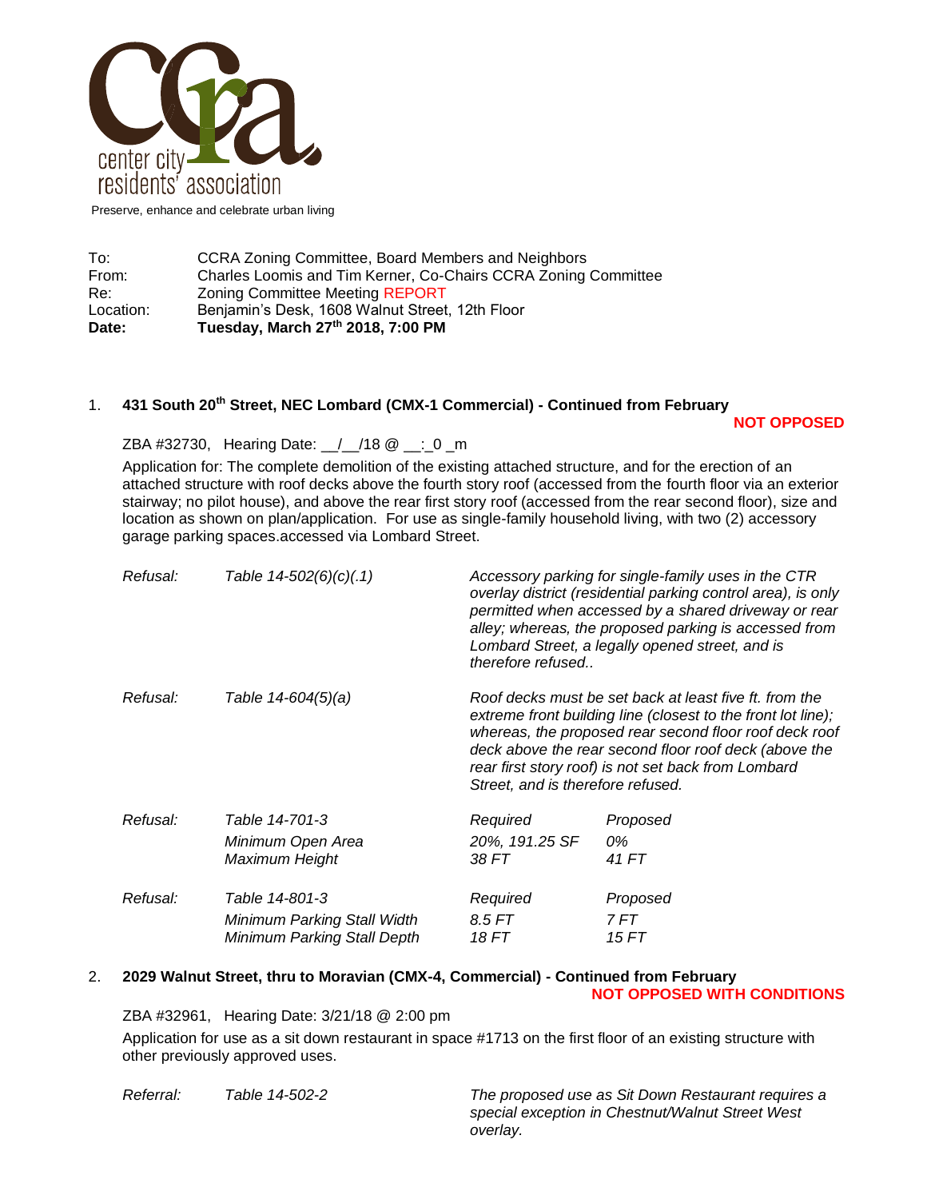center city residents' association

Preserve, enhance and celebrate urban living

| | |
|---|---|
| To: | CCRA Zoning Committee, Board Members and Neighbors |
| From: | Charles Loomis and Tim Kerner, Co-Chairs CCRA Zoning Committee |
| Re: | Zoning Committee Meeting REPORT |
| Location: | Benjamin's Desk, 1608 Walnut Street, 12th Floor |
| **Date:** | **Tuesday, March 27th 2018, 7:00 PM** |

1. **431 South 20th Street, NEC Lombard (CMX-1 Commercial) - Continued from February**

**NOT OPPOSED**

ZBA #32730, Hearing Date: __/__/18 @ __:_0 _m

Application for: The complete demolition of the existing attached structure, and for the erection of an attached structure with roof decks above the fourth story roof (accessed from the fourth floor via an exterior stairway; no pilot house), and above the rear first story roof (accessed from the rear second floor), size and location as shown on plan/application. For use as single-family household living, with two (2) accessory garage parking spaces.accessed via Lombard Street.

*Refusal:* *Table 14-502(6)(c)(.1)* — *Accessory parking for single-family uses in the CTR overlay district (residential parking control area), is only permitted when accessed by a shared driveway or rear alley; whereas, the proposed parking is accessed from Lombard Street, a legally opened street, and is therefore refused..*

*Refusal:* *Table 14-604(5)(a)* — *Roof decks must be set back at least five ft. from the extreme front building line (closest to the front lot line); whereas, the proposed rear second floor roof deck roof deck above the rear second floor roof deck (above the rear first story roof) is not set back from Lombard Street, and is therefore refused.*

| | | Required | Proposed |
|---|---|---|---|
| *Refusal:* | *Table 14-701-3* | *Required* | *Proposed* |
| | *Minimum Open Area* | *20%, 191.25 SF* | *0%* |
| | *Maximum Height* | *38 FT* | *41 FT* |
| *Refusal:* | *Table 14-801-3* | *Required* | *Proposed* |
| | *Minimum Parking Stall Width* | *8.5 FT* | *7 FT* |
| | *Minimum Parking Stall Depth* | *18 FT* | *15 FT* |

2. **2029 Walnut Street, thru to Moravian (CMX-4, Commercial) - Continued from February**

**NOT OPPOSED WITH CONDITIONS**

ZBA #32961, Hearing Date: 3/21/18 @ 2:00 pm

Application for use as a sit down restaurant in space #1713 on the first floor of an existing structure with other previously approved uses.

*Referral:* *Table 14-502-2* — *The proposed use as Sit Down Restaurant requires a special exception in Chestnut/Walnut Street West overlay.*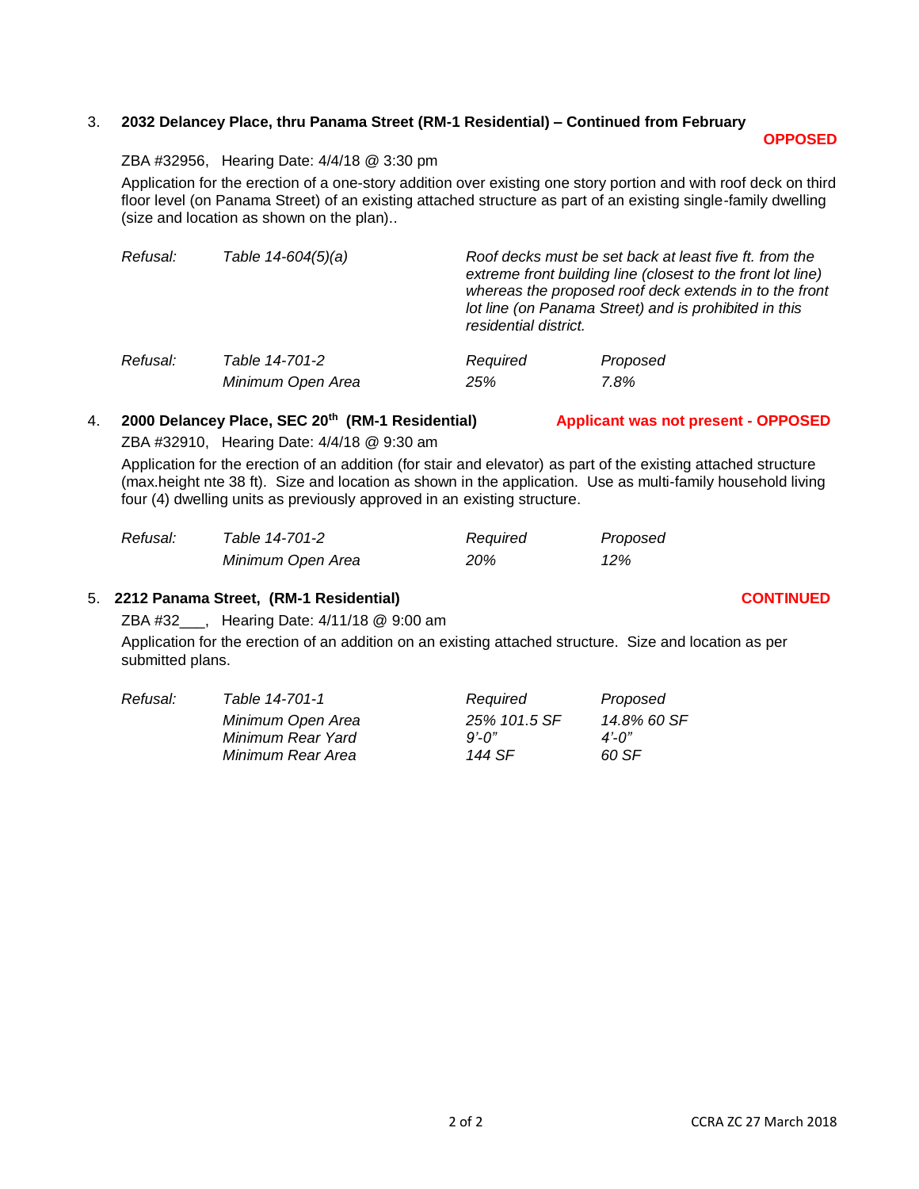3. **2032 Delancey Place, thru Panama Street (RM-1 Residential) – Continued from February** **OPPOSED**

ZBA #32956, Hearing Date: 4/4/18 @ 3:30 pm

Application for the erection of a one-story addition over existing one story portion and with roof deck on third floor level (on Panama Street) of an existing attached structure as part of an existing single-family dwelling (size and location as shown on the plan)..

| | | | |
|---|---|---|---|
| *Refusal:* | *Table 14-604(5)(a)* | *Roof decks must be set back at least five ft. from the extreme front building line (closest to the front lot line) whereas the proposed roof deck extends in to the front lot line (on Panama Street) and is prohibited in this residential district.* | |
| *Refusal:* | *Table 14-701-2* | *Required* | *Proposed* |
| | *Minimum Open Area* | *25%* | *7.8%* |

4. **2000 Delancey Place, SEC 20th (RM-1 Residential)** **Applicant was not present - OPPOSED**

ZBA #32910, Hearing Date: 4/4/18 @ 9:30 am

Application for the erection of an addition (for stair and elevator) as part of the existing attached structure (max.height nte 38 ft). Size and location as shown in the application. Use as multi-family household living four (4) dwelling units as previously approved in an existing structure.

| | | | |
|---|---|---|---|
| *Refusal:* | *Table 14-701-2* | *Required* | *Proposed* |
| | *Minimum Open Area* | *20%* | *12%* |

5. **2212 Panama Street, (RM-1 Residential)** **CONTINUED**

ZBA #32___, Hearing Date: 4/11/18 @ 9:00 am

Application for the erection of an addition on an existing attached structure. Size and location as per submitted plans.

| | | | |
|---|---|---|---|
| *Refusal:* | *Table 14-701-1* | *Required* | *Proposed* |
| | *Minimum Open Area* | *25% 101.5 SF* | *14.8% 60 SF* |
| | *Minimum Rear Yard* | *9'-0"* | *4'-0"* |
| | *Minimum Rear Area* | *144 SF* | *60 SF* |